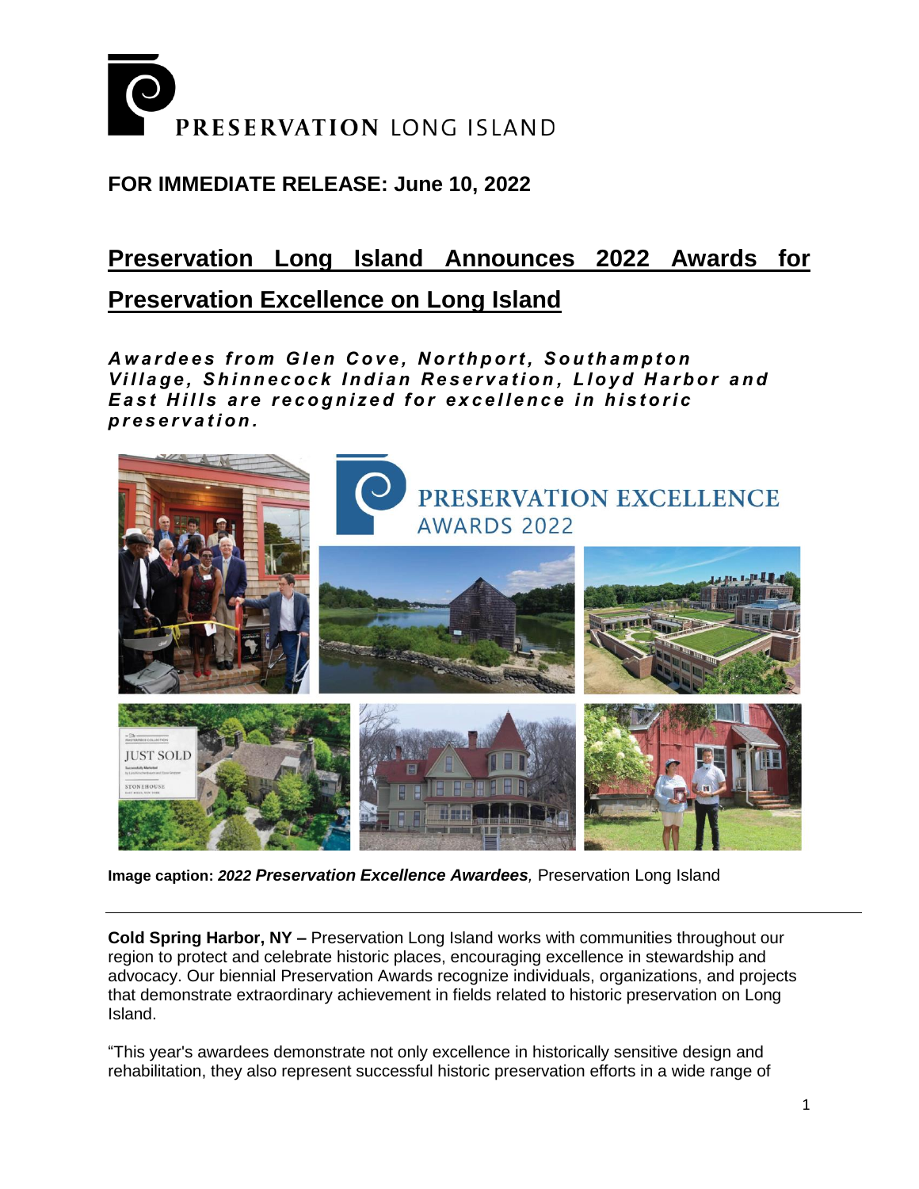PRESERVATION LONG ISLAND

**FOR IMMEDIATE RELEASE: June 10, 2022**

# Preservation Long Island Announces 2022 Awards for Preservation Excellence on Long Island

***Awardees from Glen Cove, Northport, Southampton Village, Shinnecock Indian Reservation, Lloyd Harbor and East Hills are recognized for excellence in historic preservation.***

**Image caption:** ***2022 Preservation Excellence Awardees**,* Preservation Long Island

---

**Cold Spring Harbor, NY –** Preservation Long Island works with communities throughout our region to protect and celebrate historic places, encouraging excellence in stewardship and advocacy. Our biennial Preservation Awards recognize individuals, organizations, and projects that demonstrate extraordinary achievement in fields related to historic preservation on Long Island.

"This year's awardees demonstrate not only excellence in historically sensitive design and rehabilitation, they also represent successful historic preservation efforts in a wide range of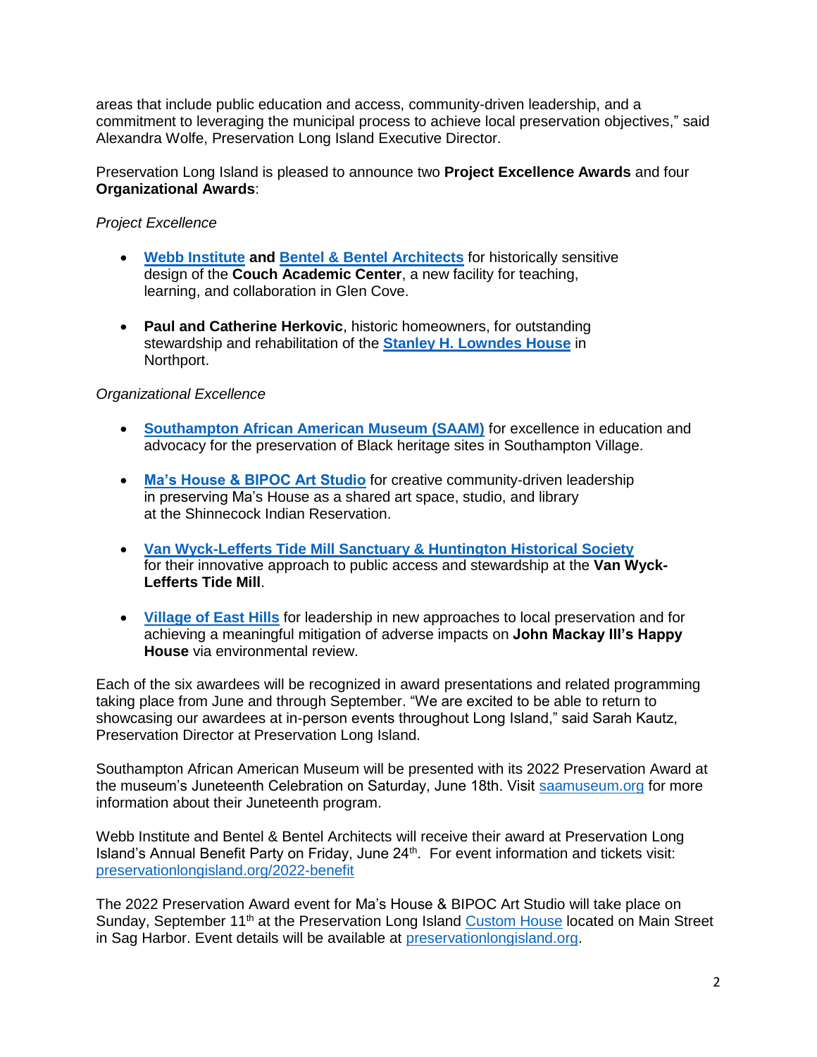areas that include public education and access, community-driven leadership, and a commitment to leveraging the municipal process to achieve local preservation objectives," said Alexandra Wolfe, Preservation Long Island Executive Director.

Preservation Long Island is pleased to announce two **Project Excellence Awards** and four **Organizational Awards**:

*Project Excellence*

- **Webb Institute and Bentel & Bentel Architects** for historically sensitive design of the **Couch Academic Center**, a new facility for teaching, learning, and collaboration in Glen Cove.
- **Paul and Catherine Herkovic**, historic homeowners, for outstanding stewardship and rehabilitation of the **Stanley H. Lowndes House** in Northport.

*Organizational Excellence*

- **Southampton African American Museum (SAAM)** for excellence in education and advocacy for the preservation of Black heritage sites in Southampton Village.
- **Ma's House & BIPOC Art Studio** for creative community-driven leadership in preserving Ma's House as a shared art space, studio, and library at the Shinnecock Indian Reservation.
- **Van Wyck-Lefferts Tide Mill Sanctuary & Huntington Historical Society** for their innovative approach to public access and stewardship at the **Van Wyck-Lefferts Tide Mill**.
- **Village of East Hills** for leadership in new approaches to local preservation and for achieving a meaningful mitigation of adverse impacts on **John Mackay III's Happy House** via environmental review.

Each of the six awardees will be recognized in award presentations and related programming taking place from June and through September. "We are excited to be able to return to showcasing our awardees at in-person events throughout Long Island," said Sarah Kautz, Preservation Director at Preservation Long Island.

Southampton African American Museum will be presented with its 2022 Preservation Award at the museum's Juneteenth Celebration on Saturday, June 18th. Visit saamuseum.org for more information about their Juneteenth program.

Webb Institute and Bentel & Bentel Architects will receive their award at Preservation Long Island's Annual Benefit Party on Friday, June 24th. For event information and tickets visit: preservationlongisland.org/2022-benefit

The 2022 Preservation Award event for Ma's House & BIPOC Art Studio will take place on Sunday, September 11th at the Preservation Long Island Custom House located on Main Street in Sag Harbor. Event details will be available at preservationlongisland.org.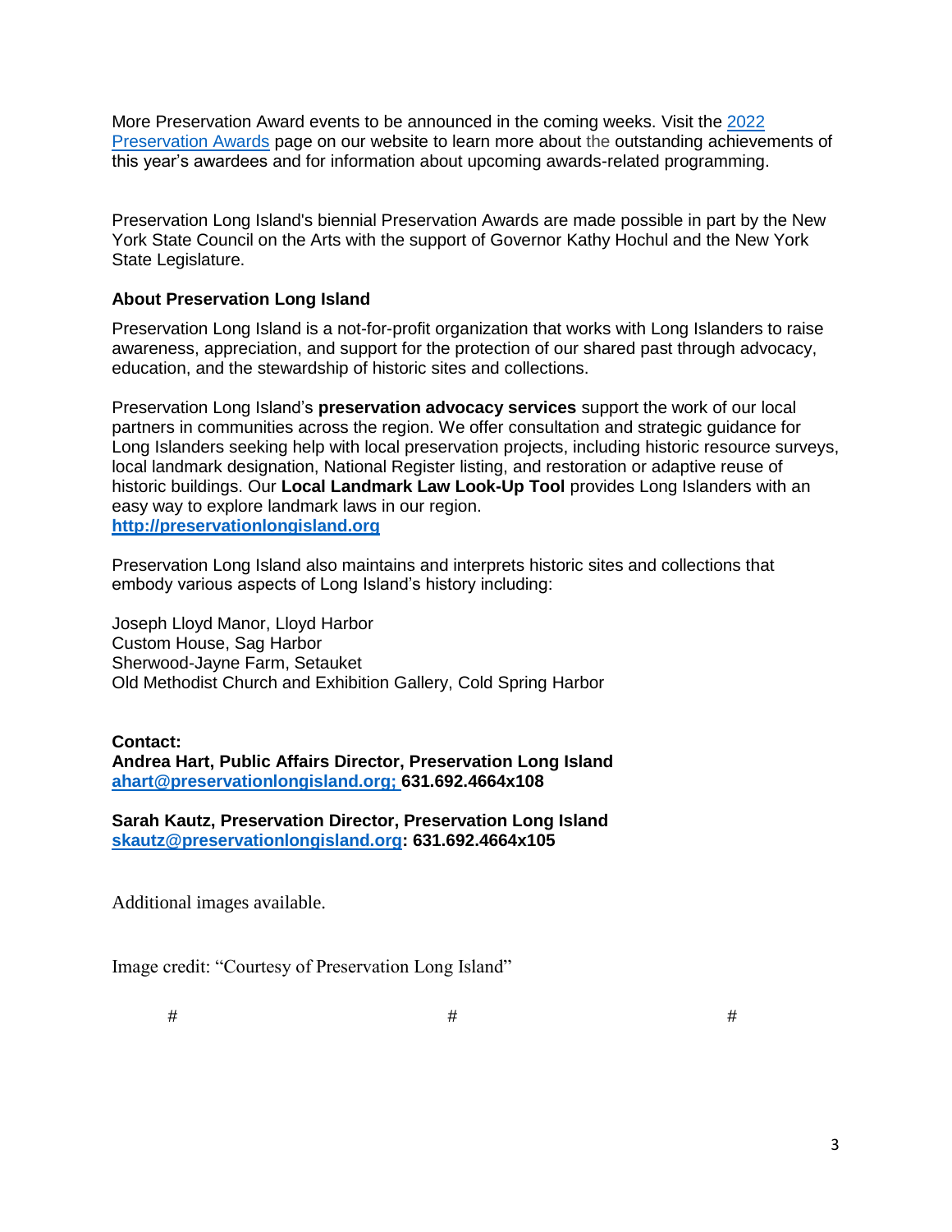More Preservation Award events to be announced in the coming weeks. Visit the [2022 Preservation Awards](#) page on our website to learn more about the outstanding achievements of this year's awardees and for information about upcoming awards-related programming.

Preservation Long Island's biennial Preservation Awards are made possible in part by the New York State Council on the Arts with the support of Governor Kathy Hochul and the New York State Legislature.

**About Preservation Long Island**

Preservation Long Island is a not-for-profit organization that works with Long Islanders to raise awareness, appreciation, and support for the protection of our shared past through advocacy, education, and the stewardship of historic sites and collections.

Preservation Long Island's **preservation advocacy services** support the work of our local partners in communities across the region. We offer consultation and strategic guidance for Long Islanders seeking help with local preservation projects, including historic resource surveys, local landmark designation, National Register listing, and restoration or adaptive reuse of historic buildings. Our **Local Landmark Law Look-Up Tool** provides Long Islanders with an easy way to explore landmark laws in our region.
**http://preservationlongisland.org**

Preservation Long Island also maintains and interprets historic sites and collections that embody various aspects of Long Island's history including:

Joseph Lloyd Manor, Lloyd Harbor
Custom House, Sag Harbor
Sherwood-Jayne Farm, Setauket
Old Methodist Church and Exhibition Gallery, Cold Spring Harbor

**Contact:**
**Andrea Hart, Public Affairs Director, Preservation Long Island**
**ahart@preservationlongisland.org; 631.692.4664x108**

**Sarah Kautz, Preservation Director, Preservation Long Island**
**skautz@preservationlongisland.org: 631.692.4664x105**

Additional images available.

Image credit: "Courtesy of Preservation Long Island"

# # #